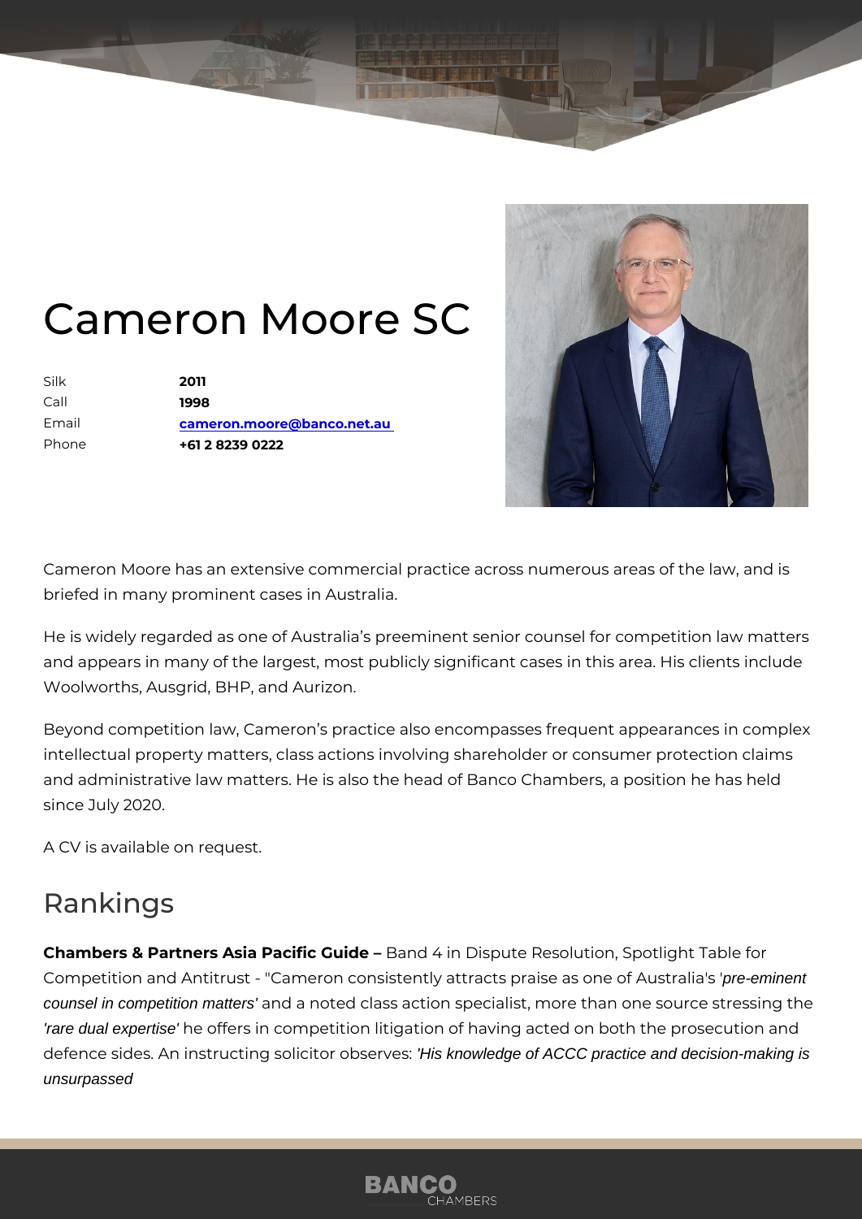# Cameron Moore SC

| | |
|---|---|
| Silk | **2011** |
| Call | **1998** |
| Email | **cameron.moore@banco.net.au** |
| Phone | **+61 2 8239 0222** |

Cameron Moore has an extensive commercial practice across numerous areas of the law, and is briefed in many prominent cases in Australia.

He is widely regarded as one of Australia's preeminent senior counsel for competition law matters and appears in many of the largest, most publicly significant cases in this area. His clients include Woolworths, Ausgrid, BHP, and Aurizon.

Beyond competition law, Cameron's practice also encompasses frequent appearances in complex intellectual property matters, class actions involving shareholder or consumer protection claims and administrative law matters. He is also the head of Banco Chambers, a position he has held since July 2020.

A CV is available on request.

## Rankings

**Chambers & Partners Asia Pacific Guide –** Band 4 in Dispute Resolution, Spotlight Table for Competition and Antitrust - "Cameron consistently attracts praise as one of Australia's '*pre-eminent counsel in competition matters'* and a noted class action specialist, more than one source stressing the *'rare dual expertise'* he offers in competition litigation of having acted on both the prosecution and defence sides. An instructing solicitor observes: *'His knowledge of ACCC practice and decision-making is unsurpassed*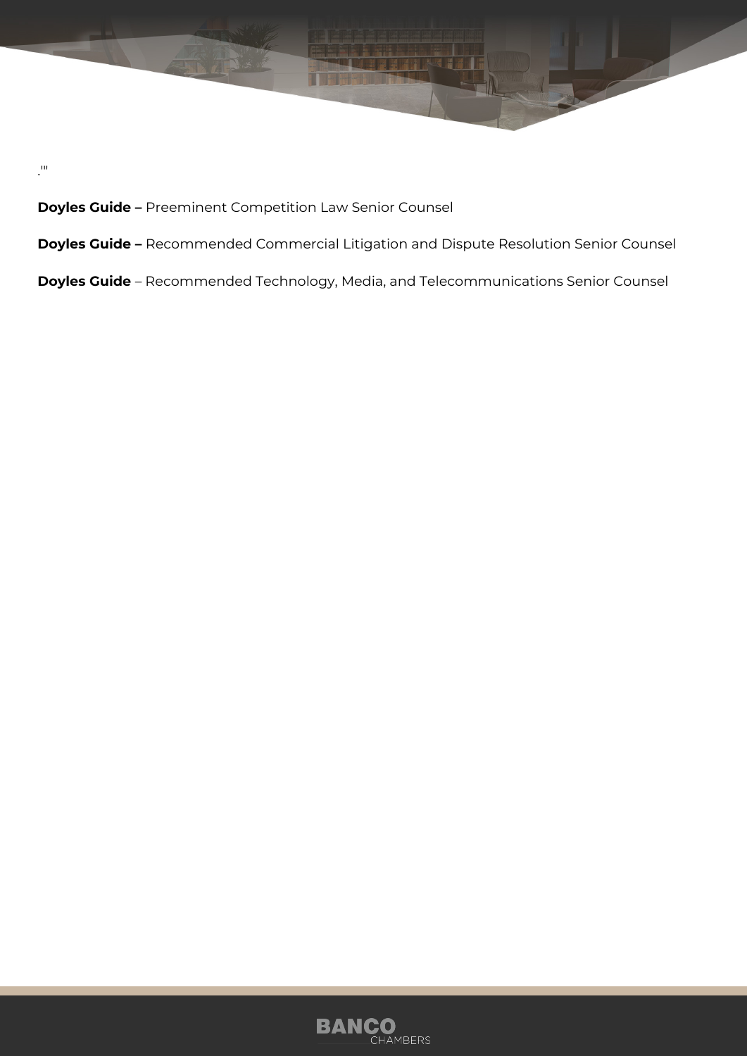."'

**Doyles Guide –** Preeminent Competition Law Senior Counsel

**Doyles Guide –** Recommended Commercial Litigation and Dispute Resolution Senior Counsel

**Doyles Guide** – Recommended Technology, Media, and Telecommunications Senior Counsel